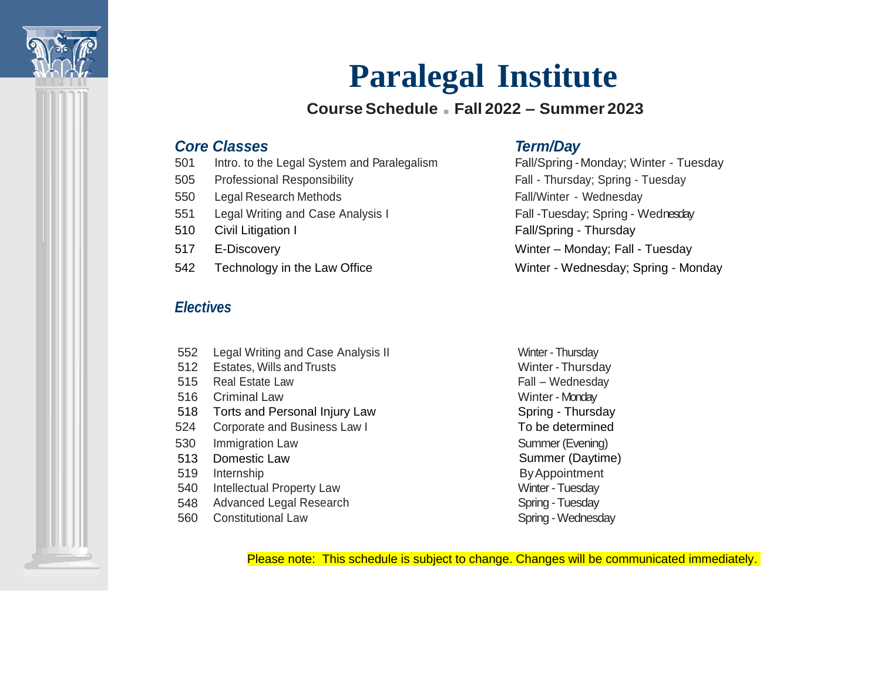# Paralegal Institute

**Course Schedule ▪ Fall 2022 – Summer 2023**

| ***Core Classes*** | | ***Term/Day*** |
|---|---|---|
| 501 | Intro. to the Legal System and Paralegalism | Fall/Spring - Monday; Winter - Tuesday |
| 505 | Professional Responsibility | Fall - Thursday; Spring - Tuesday |
| 550 | Legal Research Methods | Fall/Winter - Wednesday |
| 551 | Legal Writing and Case Analysis I | Fall -Tuesday; Spring - Wednesday |
| 510 | Civil Litigation I | Fall/Spring - Thursday |
| 517 | E-Discovery | Winter – Monday; Fall - Tuesday |
| 542 | Technology in the Law Office | Winter - Wednesday; Spring - Monday |

| ***Electives*** | | |
|---|---|---|
| 552 | Legal Writing and Case Analysis II | Winter - Thursday |
| 512 | Estates, Wills and Trusts | Winter - Thursday |
| 515 | Real Estate Law | Fall – Wednesday |
| 516 | Criminal Law | Winter - Monday |
| 518 | Torts and Personal Injury Law | Spring - Thursday |
| 524 | Corporate and Business Law I | To be determined |
| 530 | Immigration Law | Summer (Evening) |
| 513 | Domestic Law | Summer (Daytime) |
| 519 | Internship | By Appointment |
| 540 | Intellectual Property Law | Winter - Tuesday |
| 548 | Advanced Legal Research | Spring - Tuesday |
| 560 | Constitutional Law | Spring - Wednesday |

Please note: This schedule is subject to change. Changes will be communicated immediately.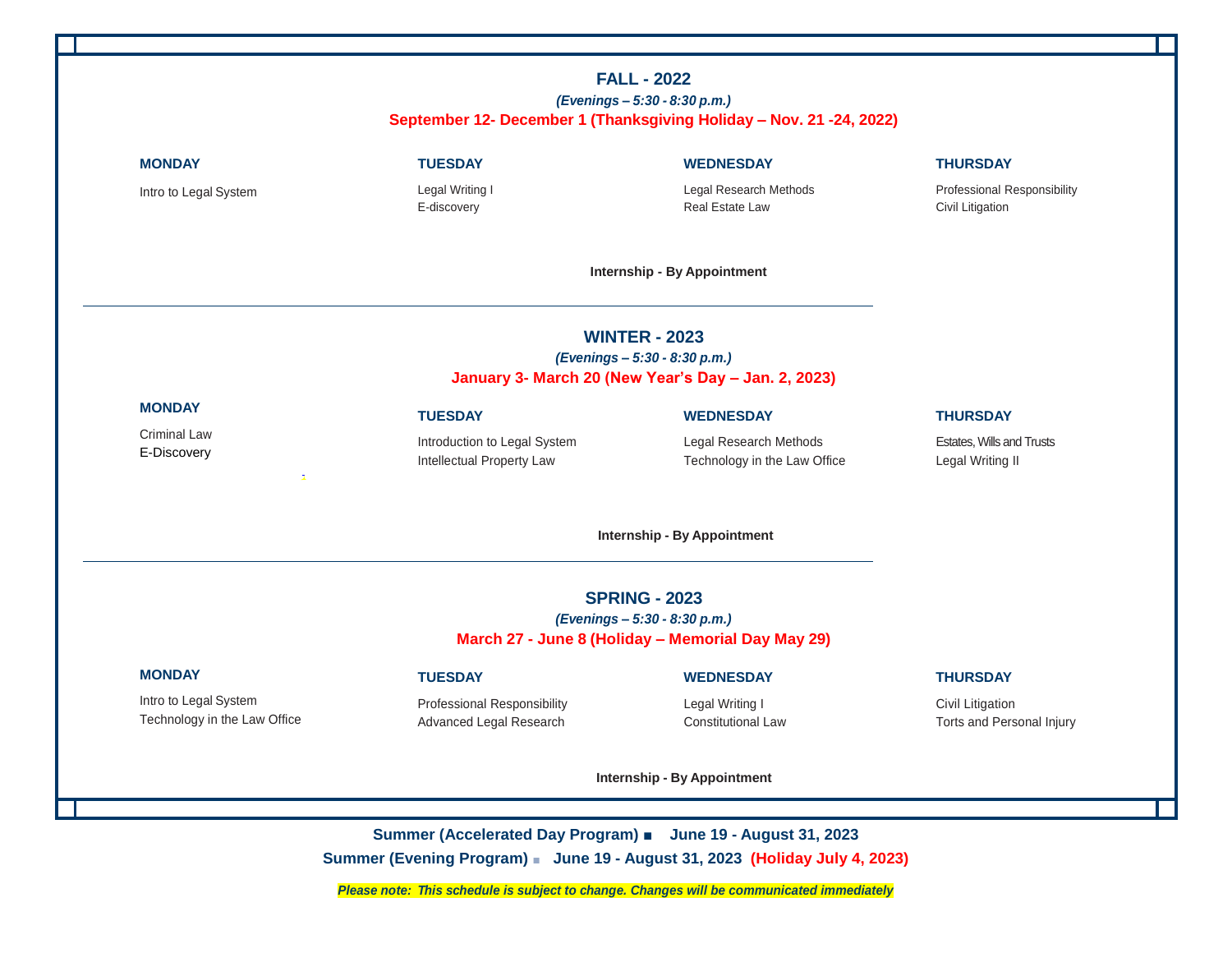## FALL - 2022

*(Evenings – 5:30 - 8:30 p.m.)*

**September 12- December 1 (Thanksgiving Holiday – Nov. 21 -24, 2022)**

| MONDAY | TUESDAY | WEDNESDAY | THURSDAY |
|---|---|---|---|
| Intro to Legal System | Legal Writing I<br>E-discovery | Legal Research Methods<br>Real Estate Law | Professional Responsibility<br>Civil Litigation |

**Internship - By Appointment**

---

## WINTER - 2023

*(Evenings – 5:30 - 8:30 p.m.)*

**January 3- March 20 (New Year's Day – Jan. 2, 2023)**

| MONDAY | TUESDAY | WEDNESDAY | THURSDAY |
|---|---|---|---|
| Criminal Law<br>E-Discovery | Introduction to Legal System<br>Intellectual Property Law | Legal Research Methods<br>Technology in the Law Office | Estates, Wills and Trusts<br>Legal Writing II |

**Internship - By Appointment**

---

## SPRING - 2023

*(Evenings – 5:30 - 8:30 p.m.)*

**March 27 - June 8 (Holiday – Memorial Day May 29)**

| MONDAY | TUESDAY | WEDNESDAY | THURSDAY |
|---|---|---|---|
| Intro to Legal System<br>Technology in the Law Office | Professional Responsibility<br>Advanced Legal Research | Legal Writing I<br>Constitutional Law | Civil Litigation<br>Torts and Personal Injury |

**Internship - By Appointment**

**Summer (Accelerated Day Program) ■ June 19 - August 31, 2023**

**Summer (Evening Program) ■ June 19 - August 31, 2023 (Holiday July 4, 2023)**

***Please note: This schedule is subject to change. Changes will be communicated immediately***